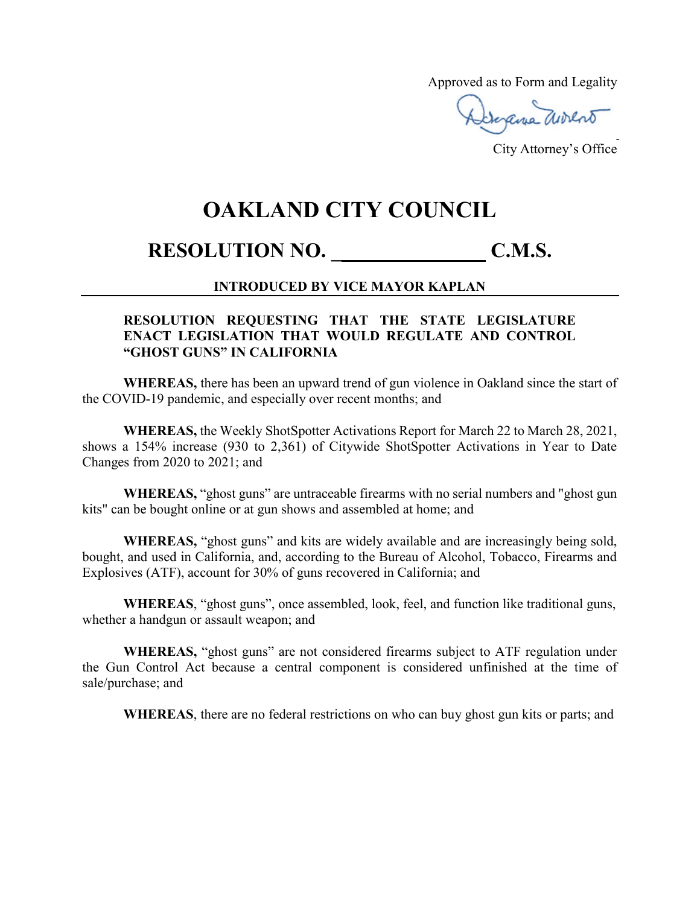Approved as to Form and Legality

City Attorney's Office

# OAKLAND CITY COUNCIL

## RESOLUTION NO. ______________ C.M.S.

**INTRODUCED BY VICE MAYOR KAPLAN**

**RESOLUTION REQUESTING THAT THE STATE LEGISLATURE ENACT LEGISLATION THAT WOULD REGULATE AND CONTROL "GHOST GUNS" IN CALIFORNIA**

**WHEREAS,** there has been an upward trend of gun violence in Oakland since the start of the COVID-19 pandemic, and especially over recent months; and

**WHEREAS,** the Weekly ShotSpotter Activations Report for March 22 to March 28, 2021, shows a 154% increase (930 to 2,361) of Citywide ShotSpotter Activations in Year to Date Changes from 2020 to 2021; and

**WHEREAS,** "ghost guns" are untraceable firearms with no serial numbers and "ghost gun kits" can be bought online or at gun shows and assembled at home; and

**WHEREAS,** "ghost guns" and kits are widely available and are increasingly being sold, bought, and used in California, and, according to the Bureau of Alcohol, Tobacco, Firearms and Explosives (ATF), account for 30% of guns recovered in California; and

**WHEREAS**, "ghost guns", once assembled, look, feel, and function like traditional guns, whether a handgun or assault weapon; and

**WHEREAS,** "ghost guns" are not considered firearms subject to ATF regulation under the Gun Control Act because a central component is considered unfinished at the time of sale/purchase; and

**WHEREAS**, there are no federal restrictions on who can buy ghost gun kits or parts; and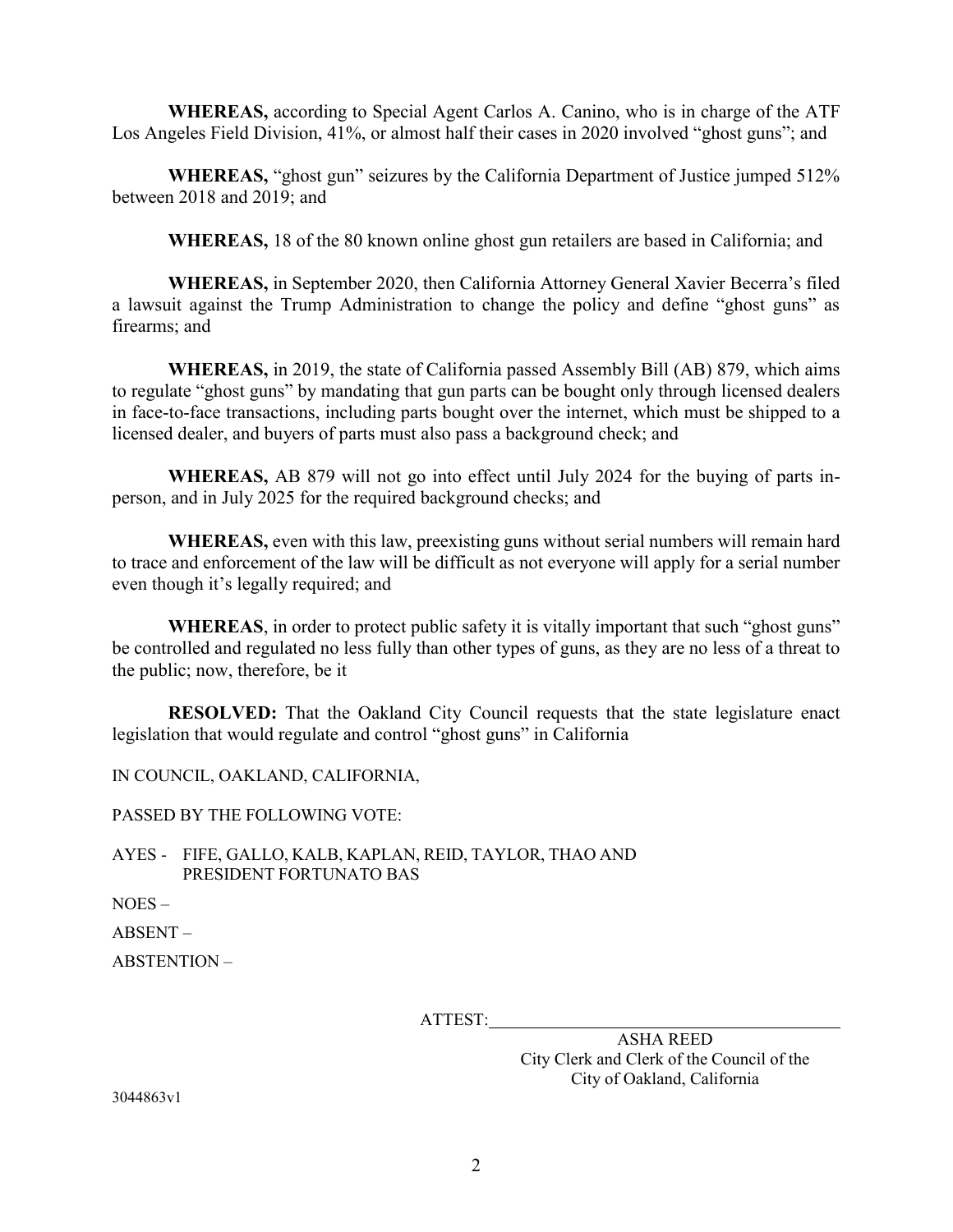**WHEREAS,** according to Special Agent Carlos A. Canino, who is in charge of the ATF Los Angeles Field Division, 41%, or almost half their cases in 2020 involved "ghost guns"; and

**WHEREAS,** "ghost gun" seizures by the California Department of Justice jumped 512% between 2018 and 2019; and

**WHEREAS,** 18 of the 80 known online ghost gun retailers are based in California; and

**WHEREAS,** in September 2020, then California Attorney General Xavier Becerra's filed a lawsuit against the Trump Administration to change the policy and define "ghost guns" as firearms; and

**WHEREAS,** in 2019, the state of California passed Assembly Bill (AB) 879, which aims to regulate "ghost guns" by mandating that gun parts can be bought only through licensed dealers in face-to-face transactions, including parts bought over the internet, which must be shipped to a licensed dealer, and buyers of parts must also pass a background check; and

**WHEREAS,** AB 879 will not go into effect until July 2024 for the buying of parts in-person, and in July 2025 for the required background checks; and

**WHEREAS,** even with this law, preexisting guns without serial numbers will remain hard to trace and enforcement of the law will be difficult as not everyone will apply for a serial number even though it's legally required; and

**WHEREAS**, in order to protect public safety it is vitally important that such "ghost guns" be controlled and regulated no less fully than other types of guns, as they are no less of a threat to the public; now, therefore, be it

**RESOLVED:** That the Oakland City Council requests that the state legislature enact legislation that would regulate and control "ghost guns" in California

IN COUNCIL, OAKLAND, CALIFORNIA,

PASSED BY THE FOLLOWING VOTE:

AYES - FIFE, GALLO, KALB, KAPLAN, REID, TAYLOR, THAO AND PRESIDENT FORTUNATO BAS

NOES –

ABSENT –

ABSTENTION –

ATTEST: ______________________

ASHA REED
City Clerk and Clerk of the Council of the
City of Oakland, California

3044863v1